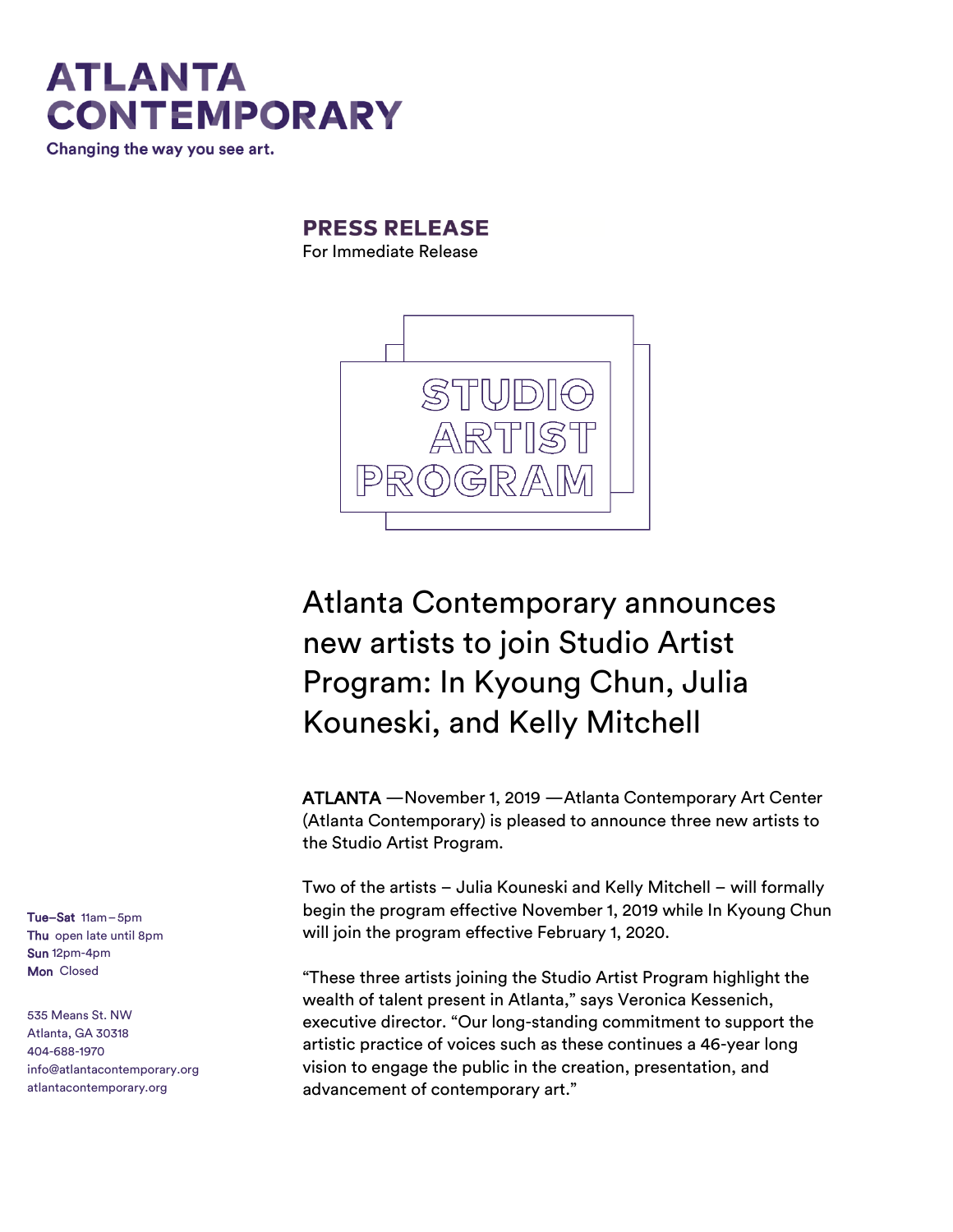# ATLANTA CONTEMPORARY

Changing the way you see art.

**PRESS RELEASE**

For Immediate Release

STUDIO ARTIST PROGRAM

## Atlanta Contemporary announces new artists to join Studio Artist Program: In Kyoung Chun, Julia Kouneski, and Kelly Mitchell

**ATLANTA** —November 1, 2019 —Atlanta Contemporary Art Center (Atlanta Contemporary) is pleased to announce three new artists to the Studio Artist Program.

Two of the artists – Julia Kouneski and Kelly Mitchell – will formally begin the program effective November 1, 2019 while In Kyoung Chun will join the program effective February 1, 2020.

“These three artists joining the Studio Artist Program highlight the wealth of talent present in Atlanta,” says Veronica Kessenich, executive director. “Our long-standing commitment to support the artistic practice of voices such as these continues a 46-year long vision to engage the public in the creation, presentation, and advancement of contemporary art.”

**Tue–Sat** 11am – 5pm
**Thu** open late until 8pm
**Sun** 12pm-4pm
**Mon** Closed

535 Means St. NW
Atlanta, GA 30318
404-688-1970
info@atlantacontemporary.org
atlantacontemporary.org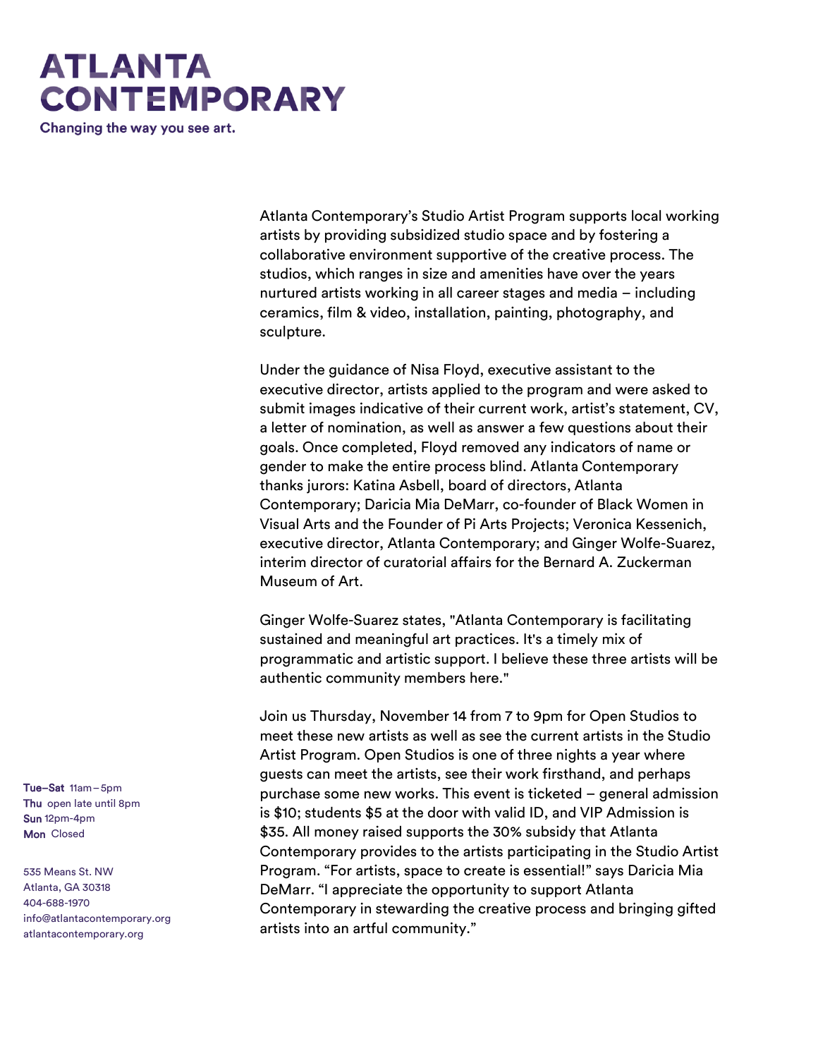Atlanta Contemporary's Studio Artist Program supports local working artists by providing subsidized studio space and by fostering a collaborative environment supportive of the creative process. The studios, which ranges in size and amenities have over the years nurtured artists working in all career stages and media – including ceramics, film & video, installation, painting, photography, and sculpture.

Under the guidance of Nisa Floyd, executive assistant to the executive director, artists applied to the program and were asked to submit images indicative of their current work, artist's statement, CV, a letter of nomination, as well as answer a few questions about their goals. Once completed, Floyd removed any indicators of name or gender to make the entire process blind. Atlanta Contemporary thanks jurors: Katina Asbell, board of directors, Atlanta Contemporary; Daricia Mia DeMarr, co-founder of Black Women in Visual Arts and the Founder of Pi Arts Projects; Veronica Kessenich, executive director, Atlanta Contemporary; and Ginger Wolfe-Suarez, interim director of curatorial affairs for the Bernard A. Zuckerman Museum of Art.

Ginger Wolfe-Suarez states, "Atlanta Contemporary is facilitating sustained and meaningful art practices. It's a timely mix of programmatic and artistic support. I believe these three artists will be authentic community members here."

Join us Thursday, November 14 from 7 to 9pm for Open Studios to meet these new artists as well as see the current artists in the Studio Artist Program. Open Studios is one of three nights a year where guests can meet the artists, see their work firsthand, and perhaps purchase some new works. This event is ticketed – general admission is $10; students $5 at the door with valid ID, and VIP Admission is $35. All money raised supports the 30% subsidy that Atlanta Contemporary provides to the artists participating in the Studio Artist Program. "For artists, space to create is essential!" says Daricia Mia DeMarr. "I appreciate the opportunity to support Atlanta Contemporary in stewarding the creative process and bringing gifted artists into an artful community."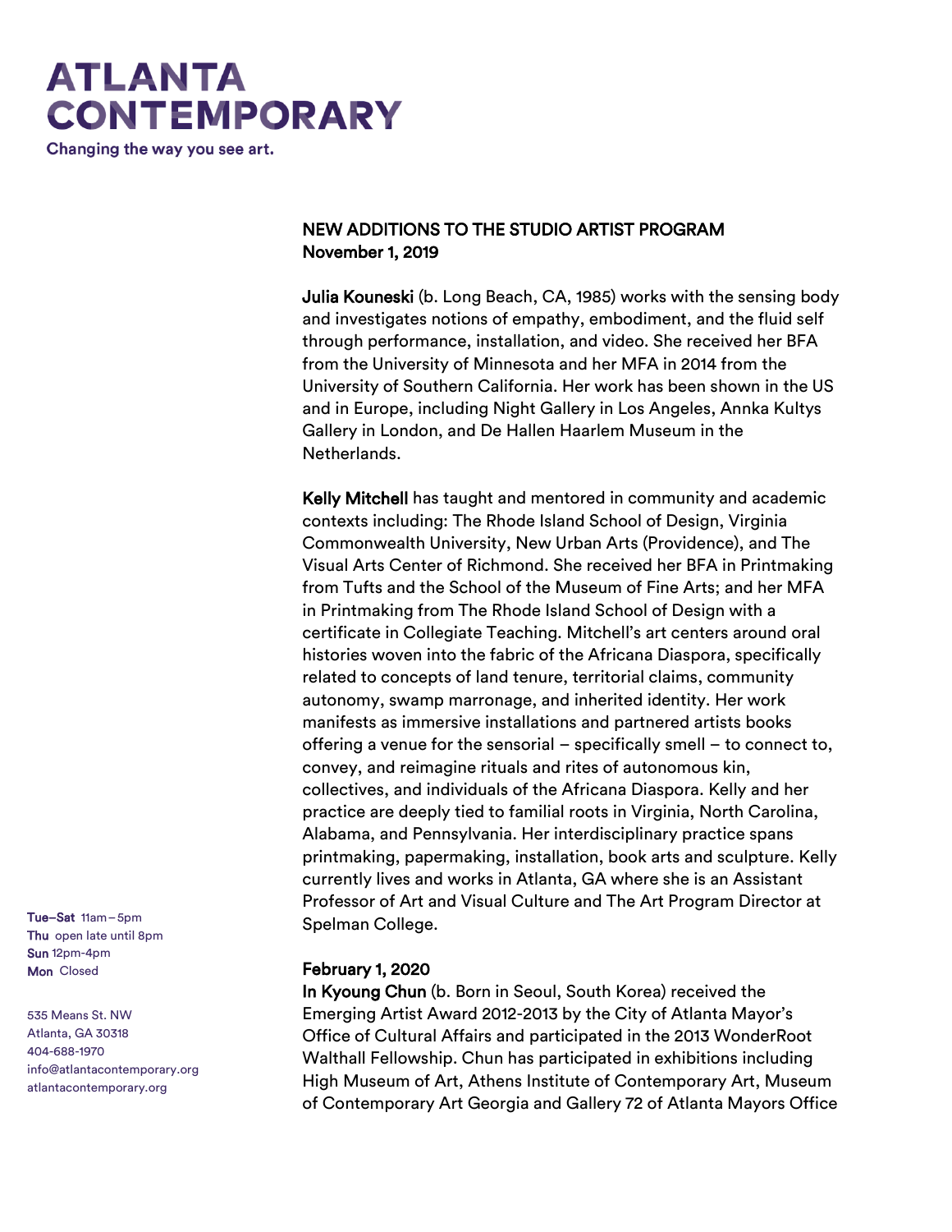# ATLANTA CONTEMPORARY

Changing the way you see art.

## NEW ADDITIONS TO THE STUDIO ARTIST PROGRAM
**November 1, 2019**

**Julia Kouneski** (b. Long Beach, CA, 1985) works with the sensing body and investigates notions of empathy, embodiment, and the fluid self through performance, installation, and video. She received her BFA from the University of Minnesota and her MFA in 2014 from the University of Southern California. Her work has been shown in the US and in Europe, including Night Gallery in Los Angeles, Annka Kultys Gallery in London, and De Hallen Haarlem Museum in the Netherlands.

**Kelly Mitchell** has taught and mentored in community and academic contexts including: The Rhode Island School of Design, Virginia Commonwealth University, New Urban Arts (Providence), and The Visual Arts Center of Richmond. She received her BFA in Printmaking from Tufts and the School of the Museum of Fine Arts; and her MFA in Printmaking from The Rhode Island School of Design with a certificate in Collegiate Teaching. Mitchell's art centers around oral histories woven into the fabric of the Africana Diaspora, specifically related to concepts of land tenure, territorial claims, community autonomy, swamp marronage, and inherited identity. Her work manifests as immersive installations and partnered artists books offering a venue for the sensorial – specifically smell – to connect to, convey, and reimagine rituals and rites of autonomous kin, collectives, and individuals of the Africana Diaspora. Kelly and her practice are deeply tied to familial roots in Virginia, North Carolina, Alabama, and Pennsylvania. Her interdisciplinary practice spans printmaking, papermaking, installation, book arts and sculpture. Kelly currently lives and works in Atlanta, GA where she is an Assistant Professor of Art and Visual Culture and The Art Program Director at Spelman College.

**February 1, 2020**

**In Kyoung Chun** (b. Born in Seoul, South Korea) received the Emerging Artist Award 2012-2013 by the City of Atlanta Mayor's Office of Cultural Affairs and participated in the 2013 WonderRoot Walthall Fellowship. Chun has participated in exhibitions including High Museum of Art, Athens Institute of Contemporary Art, Museum of Contemporary Art Georgia and Gallery 72 of Atlanta Mayors Office

**Tue–Sat** 11am – 5pm
**Thu** open late until 8pm
**Sun** 12pm-4pm
**Mon** Closed

535 Means St. NW
Atlanta, GA 30318
404-688-1970
info@atlantacontemporary.org
atlantacontemporary.org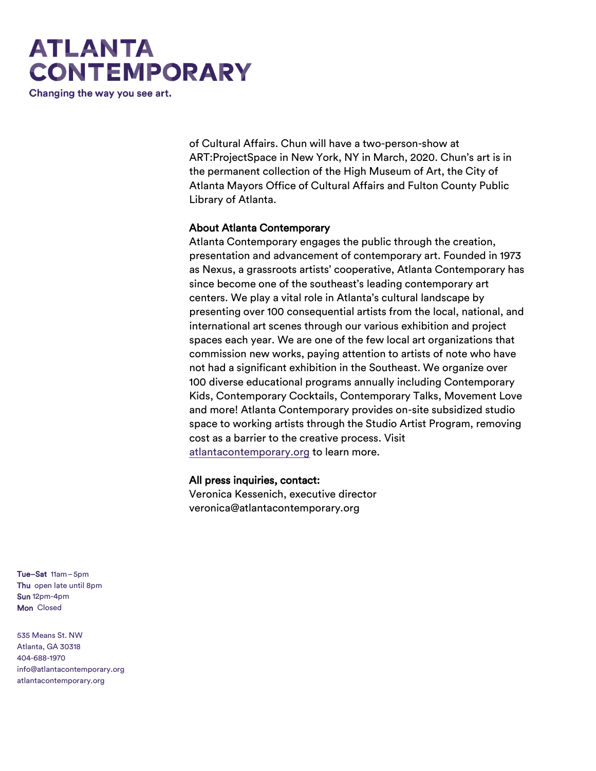of Cultural Affairs. Chun will have a two-person-show at ART:ProjectSpace in New York, NY in March, 2020. Chun's art is in the permanent collection of the High Museum of Art, the City of Atlanta Mayors Office of Cultural Affairs and Fulton County Public Library of Atlanta.

**About Atlanta Contemporary**

Atlanta Contemporary engages the public through the creation, presentation and advancement of contemporary art. Founded in 1973 as Nexus, a grassroots artists' cooperative, Atlanta Contemporary has since become one of the southeast's leading contemporary art centers. We play a vital role in Atlanta's cultural landscape by presenting over 100 consequential artists from the local, national, and international art scenes through our various exhibition and project spaces each year. We are one of the few local art organizations that commission new works, paying attention to artists of note who have not had a significant exhibition in the Southeast. We organize over 100 diverse educational programs annually including Contemporary Kids, Contemporary Cocktails, Contemporary Talks, Movement Love and more! Atlanta Contemporary provides on-site subsidized studio space to working artists through the Studio Artist Program, removing cost as a barrier to the creative process. Visit atlantacontemporary.org to learn more.

**All press inquiries, contact:**

Veronica Kessenich, executive director
veronica@atlantacontemporary.org

**Tue–Sat** 11am – 5pm
**Thu** open late until 8pm
**Sun** 12pm-4pm
**Mon** Closed

535 Means St. NW
Atlanta, GA 30318
404-688-1970
info@atlantacontemporary.org
atlantacontemporary.org